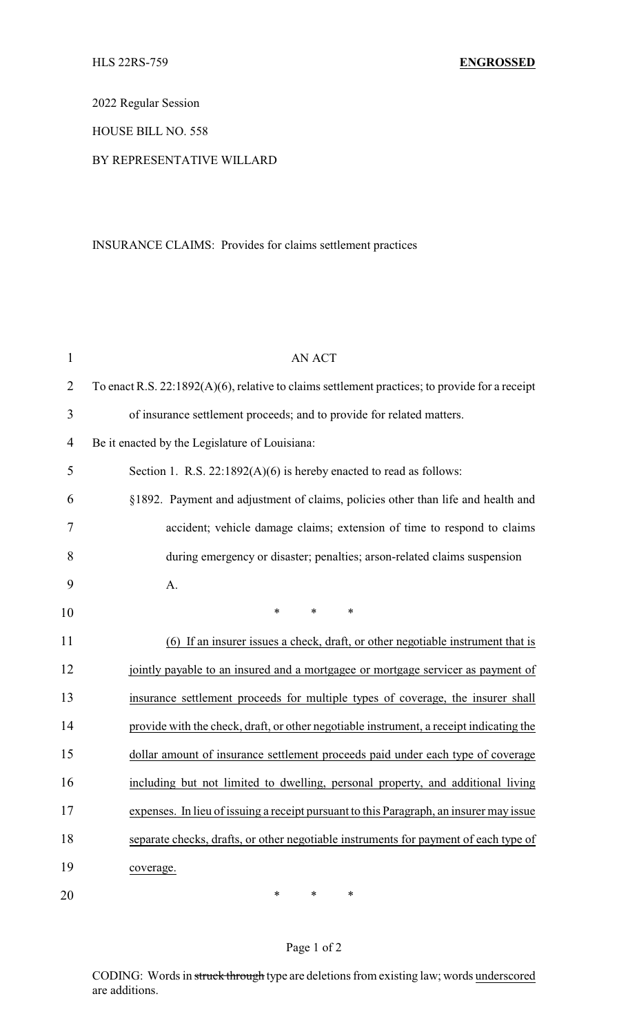HLS 22RS-759 **ENGROSSED**

2022 Regular Session

HOUSE BILL NO. 558

BY REPRESENTATIVE WILLARD

INSURANCE CLAIMS: Provides for claims settlement practices

AN ACT

To enact R.S. 22:1892(A)(6), relative to claims settlement practices; to provide for a receipt of insurance settlement proceeds; and to provide for related matters.

Be it enacted by the Legislature of Louisiana:

Section 1. R.S. 22:1892(A)(6) is hereby enacted to read as follows:

§1892. Payment and adjustment of claims, policies other than life and health and accident; vehicle damage claims; extension of time to respond to claims during emergency or disaster; penalties; arson-related claims suspension

A.

\* \* \*

(6) If an insurer issues a check, draft, or other negotiable instrument that is jointly payable to an insured and a mortgagee or mortgage servicer as payment of insurance settlement proceeds for multiple types of coverage, the insurer shall provide with the check, draft, or other negotiable instrument, a receipt indicating the dollar amount of insurance settlement proceeds paid under each type of coverage including but not limited to dwelling, personal property, and additional living expenses. In lieu of issuing a receipt pursuant to this Paragraph, an insurer may issue separate checks, drafts, or other negotiable instruments for payment of each type of coverage.

\* \* \*

CODING: Words in ~~struck through~~ type are deletions from existing law; words underscored are additions.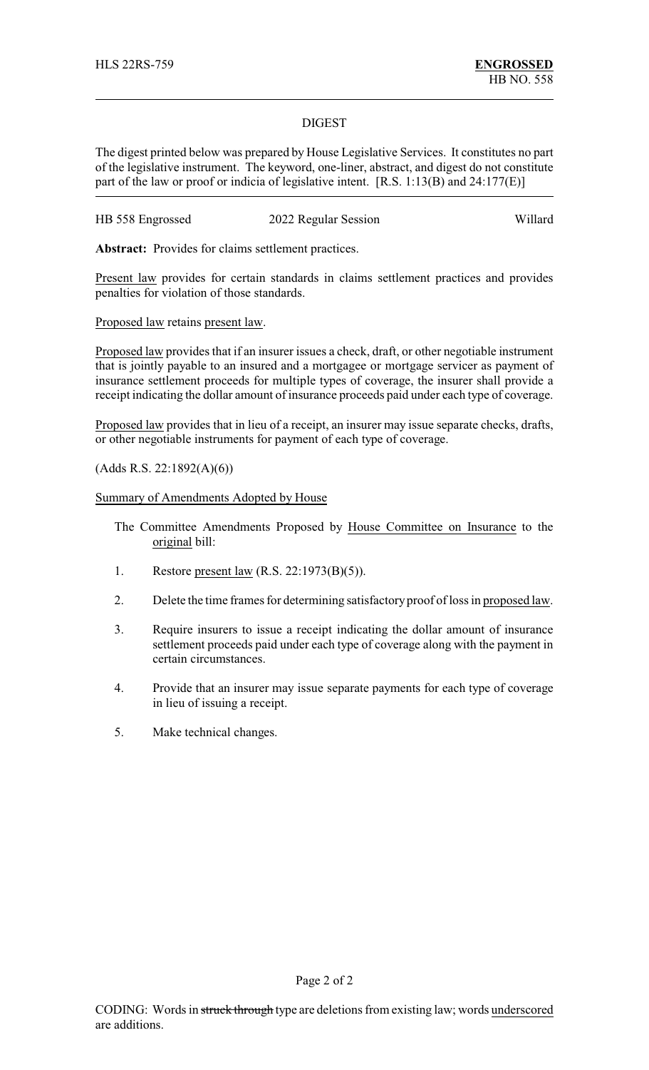HLS 22RS-759 **ENGROSSED**
HB NO. 558

DIGEST

The digest printed below was prepared by House Legislative Services. It constitutes no part of the legislative instrument. The keyword, one-liner, abstract, and digest do not constitute part of the law or proof or indicia of legislative intent. [R.S. 1:13(B) and 24:177(E)]

HB 558 Engrossed 2022 Regular Session Willard

**Abstract:** Provides for claims settlement practices.

Present law provides for certain standards in claims settlement practices and provides penalties for violation of those standards.

Proposed law retains present law.

Proposed law provides that if an insurer issues a check, draft, or other negotiable instrument that is jointly payable to an insured and a mortgagee or mortgage servicer as payment of insurance settlement proceeds for multiple types of coverage, the insurer shall provide a receipt indicating the dollar amount of insurance proceeds paid under each type of coverage.

Proposed law provides that in lieu of a receipt, an insurer may issue separate checks, drafts, or other negotiable instruments for payment of each type of coverage.

(Adds R.S. 22:1892(A)(6))

Summary of Amendments Adopted by House

The Committee Amendments Proposed by House Committee on Insurance to the original bill:

1. Restore present law (R.S. 22:1973(B)(5)).
2. Delete the time frames for determining satisfactory proof of loss in proposed law.
3. Require insurers to issue a receipt indicating the dollar amount of insurance settlement proceeds paid under each type of coverage along with the payment in certain circumstances.
4. Provide that an insurer may issue separate payments for each type of coverage in lieu of issuing a receipt.
5. Make technical changes.

CODING: Words in ~~struck through~~ type are deletions from existing law; words underscored are additions.